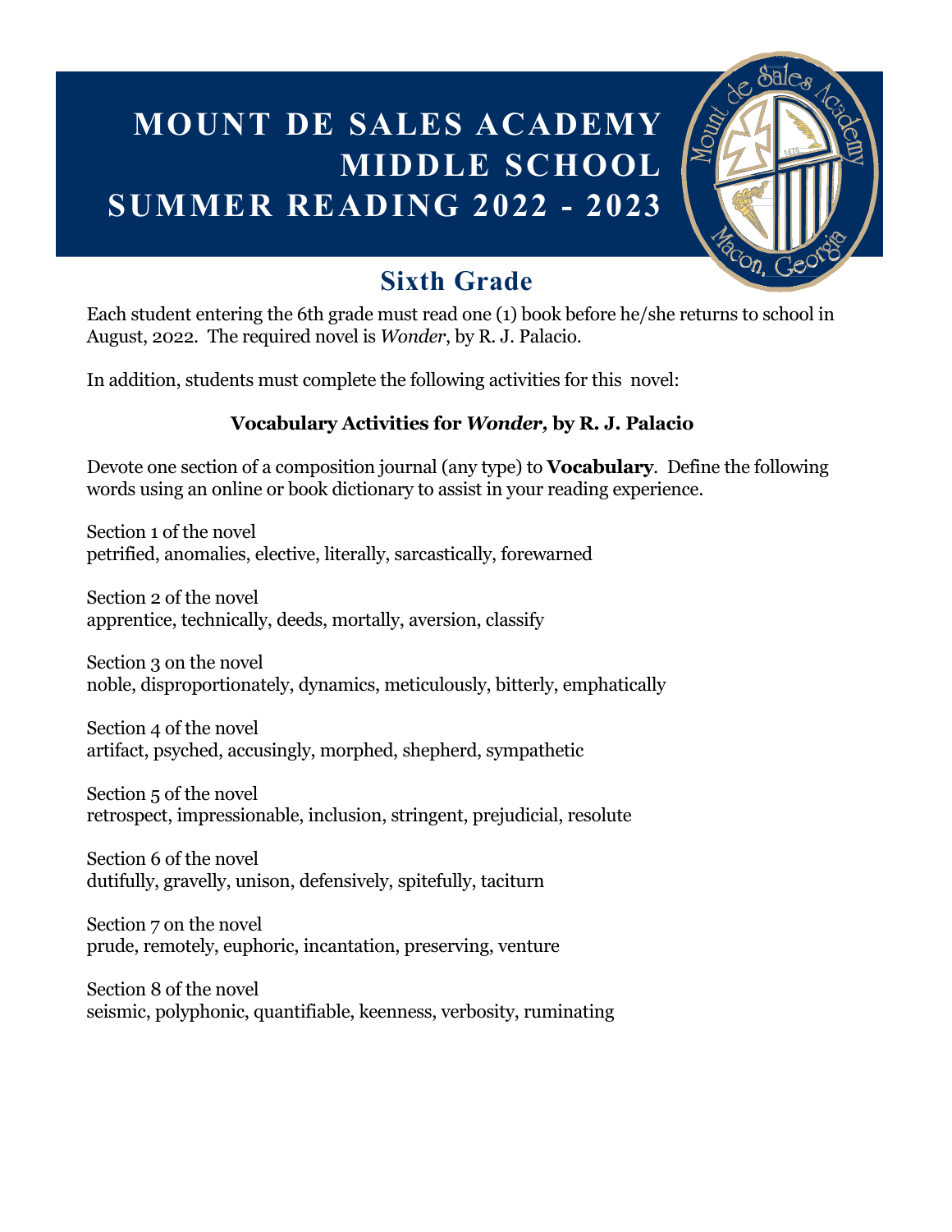# MOUNT DE SALES ACADEMY MIDDLE SCHOOL SUMMER READING 2022 - 2023

## Sixth Grade

Each student entering the 6th grade must read one (1) book before he/she returns to school in August, 2022. The required novel is *Wonder*, by R. J. Palacio.

In addition, students must complete the following activities for this novel:

### Vocabulary Activities for *Wonder*, by R. J. Palacio

Devote one section of a composition journal (any type) to **Vocabulary**. Define the following words using an online or book dictionary to assist in your reading experience.

Section 1 of the novel
petrified, anomalies, elective, literally, sarcastically, forewarned

Section 2 of the novel
apprentice, technically, deeds, mortally, aversion, classify

Section 3 on the novel
noble, disproportionately, dynamics, meticulously, bitterly, emphatically

Section 4 of the novel
artifact, psyched, accusingly, morphed, shepherd, sympathetic

Section 5 of the novel
retrospect, impressionable, inclusion, stringent, prejudicial, resolute

Section 6 of the novel
dutifully, gravelly, unison, defensively, spitefully, taciturn

Section 7 on the novel
prude, remotely, euphoric, incantation, preserving, venture

Section 8 of the novel
seismic, polyphonic, quantifiable, keenness, verbosity, ruminating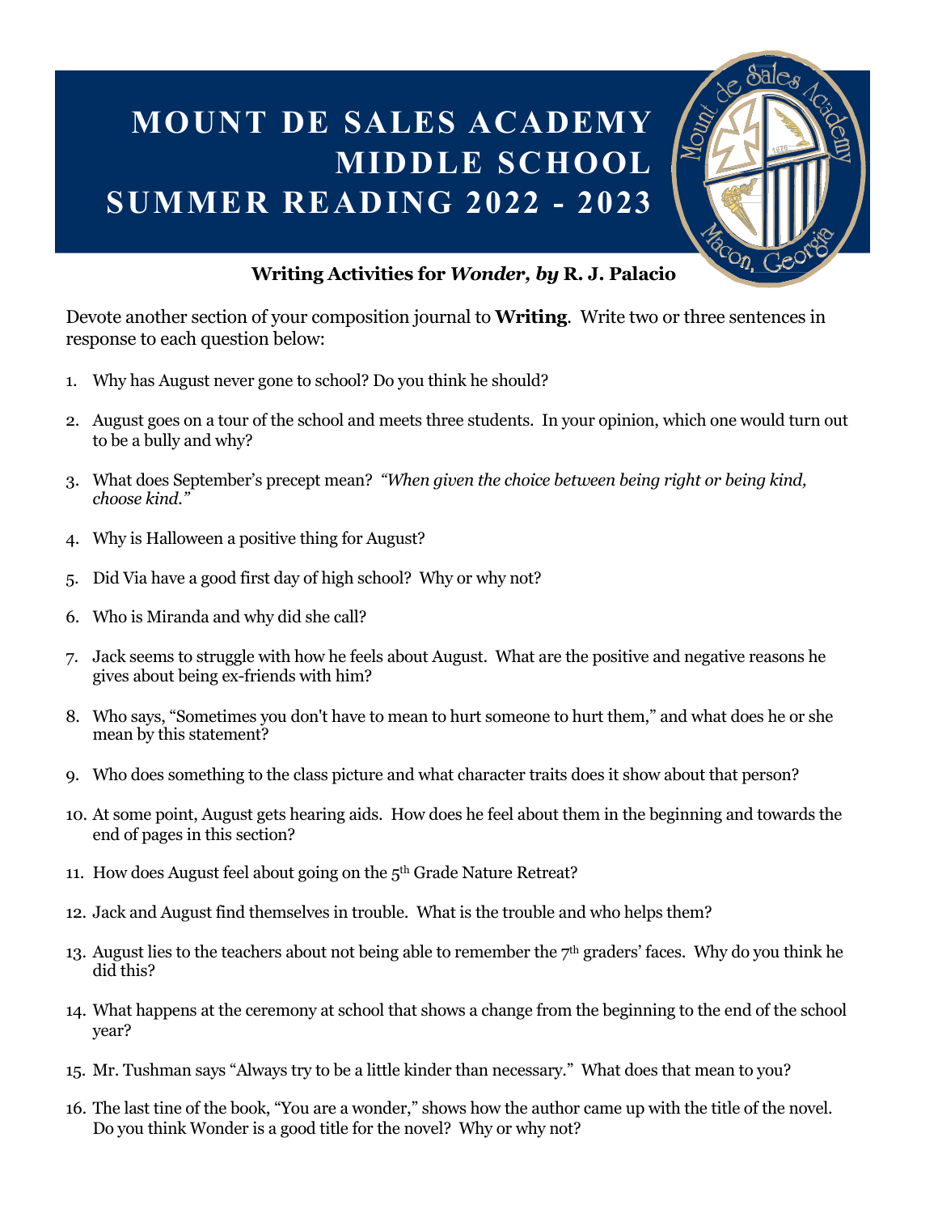# MOUNT DE SALES ACADEMY MIDDLE SCHOOL SUMMER READING 2022 - 2023

**Writing Activities for *Wonder, by* R. J. Palacio**

Devote another section of your composition journal to **Writing**. Write two or three sentences in response to each question below:

1. Why has August never gone to school? Do you think he should?
2. August goes on a tour of the school and meets three students. In your opinion, which one would turn out to be a bully and why?
3. What does September's precept mean? *"When given the choice between being right or being kind, choose kind."*
4. Why is Halloween a positive thing for August?
5. Did Via have a good first day of high school? Why or why not?
6. Who is Miranda and why did she call?
7. Jack seems to struggle with how he feels about August. What are the positive and negative reasons he gives about being ex-friends with him?
8. Who says, "Sometimes you don't have to mean to hurt someone to hurt them," and what does he or she mean by this statement?
9. Who does something to the class picture and what character traits does it show about that person?
10. At some point, August gets hearing aids. How does he feel about them in the beginning and towards the end of pages in this section?
11. How does August feel about going on the 5th Grade Nature Retreat?
12. Jack and August find themselves in trouble. What is the trouble and who helps them?
13. August lies to the teachers about not being able to remember the 7th graders' faces. Why do you think he did this?
14. What happens at the ceremony at school that shows a change from the beginning to the end of the school year?
15. Mr. Tushman says "Always try to be a little kinder than necessary." What does that mean to you?
16. The last tine of the book, "You are a wonder," shows how the author came up with the title of the novel. Do you think Wonder is a good title for the novel? Why or why not?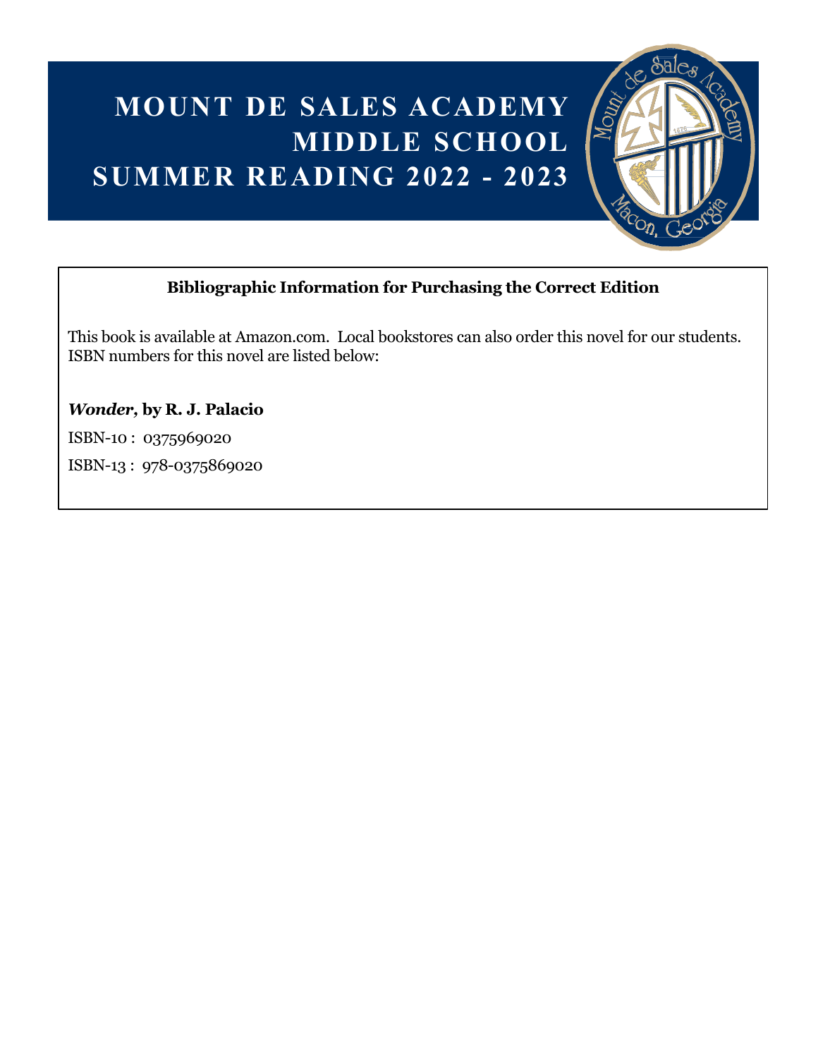# MOUNT DE SALES ACADEMY MIDDLE SCHOOL SUMMER READING 2022 - 2023

**Bibliographic Information for Purchasing the Correct Edition**

This book is available at Amazon.com. Local bookstores can also order this novel for our students. ISBN numbers for this novel are listed below:

***Wonder*, by R. J. Palacio**

ISBN-10 : 0375969020

ISBN-13 : 978-0375869020